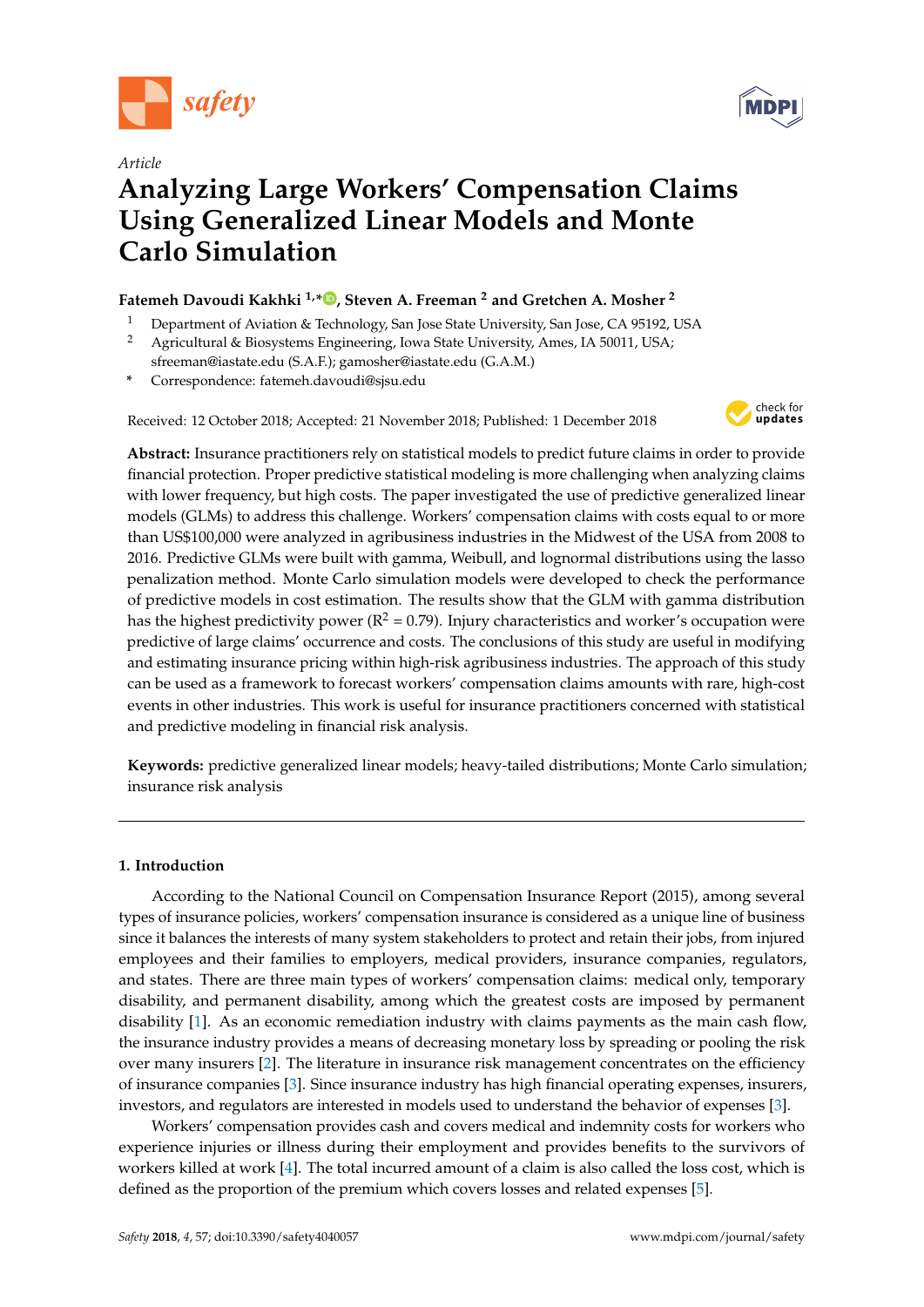*safety*

Article

# Analyzing Large Workers' Compensation Claims Using Generalized Linear Models and Monte Carlo Simulation

**Fatemeh Davoudi Kakhki [1,*], Steven A. Freeman [2] and Gretchen A. Mosher [2]**

[1] Department of Aviation & Technology, San Jose State University, San Jose, CA 95192, USA

[2] Agricultural & Biosystems Engineering, Iowa State University, Ames, IA 50011, USA; sfreeman@iastate.edu (S.A.F.); gamosher@iastate.edu (G.A.M.)

* Correspondence: fatemeh.davoudi@sjsu.edu

Received: 12 October 2018; Accepted: 21 November 2018; Published: 1 December 2018

**Abstract:** Insurance practitioners rely on statistical models to predict future claims in order to provide financial protection. Proper predictive statistical modeling is more challenging when analyzing claims with lower frequency, but high costs. The paper investigated the use of predictive generalized linear models (GLMs) to address this challenge. Workers' compensation claims with costs equal to or more than US$100,000 were analyzed in agribusiness industries in the Midwest of the USA from 2008 to 2016. Predictive GLMs were built with gamma, Weibull, and lognormal distributions using the lasso penalization method. Monte Carlo simulation models were developed to check the performance of predictive models in cost estimation. The results show that the GLM with gamma distribution has the highest predictivity power ($R^2 = 0.79$). Injury characteristics and worker's occupation were predictive of large claims' occurrence and costs. The conclusions of this study are useful in modifying and estimating insurance pricing within high-risk agribusiness industries. The approach of this study can be used as a framework to forecast workers' compensation claims amounts with rare, high-cost events in other industries. This work is useful for insurance practitioners concerned with statistical and predictive modeling in financial risk analysis.

**Keywords:** predictive generalized linear models; heavy-tailed distributions; Monte Carlo simulation; insurance risk analysis

## 1. Introduction

According to the National Council on Compensation Insurance Report (2015), among several types of insurance policies, workers' compensation insurance is considered as a unique line of business since it balances the interests of many system stakeholders to protect and retain their jobs, from injured employees and their families to employers, medical providers, insurance companies, regulators, and states. There are three main types of workers' compensation claims: medical only, temporary disability, and permanent disability, among which the greatest costs are imposed by permanent disability [1]. As an economic remediation industry with claims payments as the main cash flow, the insurance industry provides a means of decreasing monetary loss by spreading or pooling the risk over many insurers [2]. The literature in insurance risk management concentrates on the efficiency of insurance companies [3]. Since insurance industry has high financial operating expenses, insurers, investors, and regulators are interested in models used to understand the behavior of expenses [3].

Workers' compensation provides cash and covers medical and indemnity costs for workers who experience injuries or illness during their employment and provides benefits to the survivors of workers killed at work [4]. The total incurred amount of a claim is also called the loss cost, which is defined as the proportion of the premium which covers losses and related expenses [5].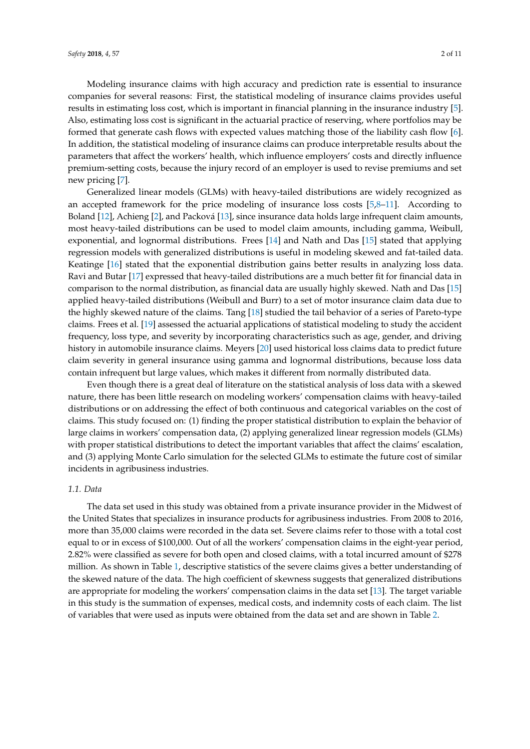Modeling insurance claims with high accuracy and prediction rate is essential to insurance companies for several reasons: First, the statistical modeling of insurance claims provides useful results in estimating loss cost, which is important in financial planning in the insurance industry [5]. Also, estimating loss cost is significant in the actuarial practice of reserving, where portfolios may be formed that generate cash flows with expected values matching those of the liability cash flow [6]. In addition, the statistical modeling of insurance claims can produce interpretable results about the parameters that affect the workers' health, which influence employers' costs and directly influence premium-setting costs, because the injury record of an employer is used to revise premiums and set new pricing [7].

Generalized linear models (GLMs) with heavy-tailed distributions are widely recognized as an accepted framework for the price modeling of insurance loss costs [5,8–11]. According to Boland [12], Achieng [2], and Packová [13], since insurance data holds large infrequent claim amounts, most heavy-tailed distributions can be used to model claim amounts, including gamma, Weibull, exponential, and lognormal distributions. Frees [14] and Nath and Das [15] stated that applying regression models with generalized distributions is useful in modeling skewed and fat-tailed data. Keatinge [16] stated that the exponential distribution gains better results in analyzing loss data. Ravi and Butar [17] expressed that heavy-tailed distributions are a much better fit for financial data in comparison to the normal distribution, as financial data are usually highly skewed. Nath and Das [15] applied heavy-tailed distributions (Weibull and Burr) to a set of motor insurance claim data due to the highly skewed nature of the claims. Tang [18] studied the tail behavior of a series of Pareto-type claims. Frees et al. [19] assessed the actuarial applications of statistical modeling to study the accident frequency, loss type, and severity by incorporating characteristics such as age, gender, and driving history in automobile insurance claims. Meyers [20] used historical loss claims data to predict future claim severity in general insurance using gamma and lognormal distributions, because loss data contain infrequent but large values, which makes it different from normally distributed data.

Even though there is a great deal of literature on the statistical analysis of loss data with a skewed nature, there has been little research on modeling workers' compensation claims with heavy-tailed distributions or on addressing the effect of both continuous and categorical variables on the cost of claims. This study focused on: (1) finding the proper statistical distribution to explain the behavior of large claims in workers' compensation data, (2) applying generalized linear regression models (GLMs) with proper statistical distributions to detect the important variables that affect the claims' escalation, and (3) applying Monte Carlo simulation for the selected GLMs to estimate the future cost of similar incidents in agribusiness industries.

### 1.1. Data

The data set used in this study was obtained from a private insurance provider in the Midwest of the United States that specializes in insurance products for agribusiness industries. From 2008 to 2016, more than 35,000 claims were recorded in the data set. Severe claims refer to those with a total cost equal to or in excess of $100,000. Out of all the workers' compensation claims in the eight-year period, 2.82% were classified as severe for both open and closed claims, with a total incurred amount of $278 million. As shown in Table 1, descriptive statistics of the severe claims gives a better understanding of the skewed nature of the data. The high coefficient of skewness suggests that generalized distributions are appropriate for modeling the workers' compensation claims in the data set [13]. The target variable in this study is the summation of expenses, medical costs, and indemnity costs of each claim. The list of variables that were used as inputs were obtained from the data set and are shown in Table 2.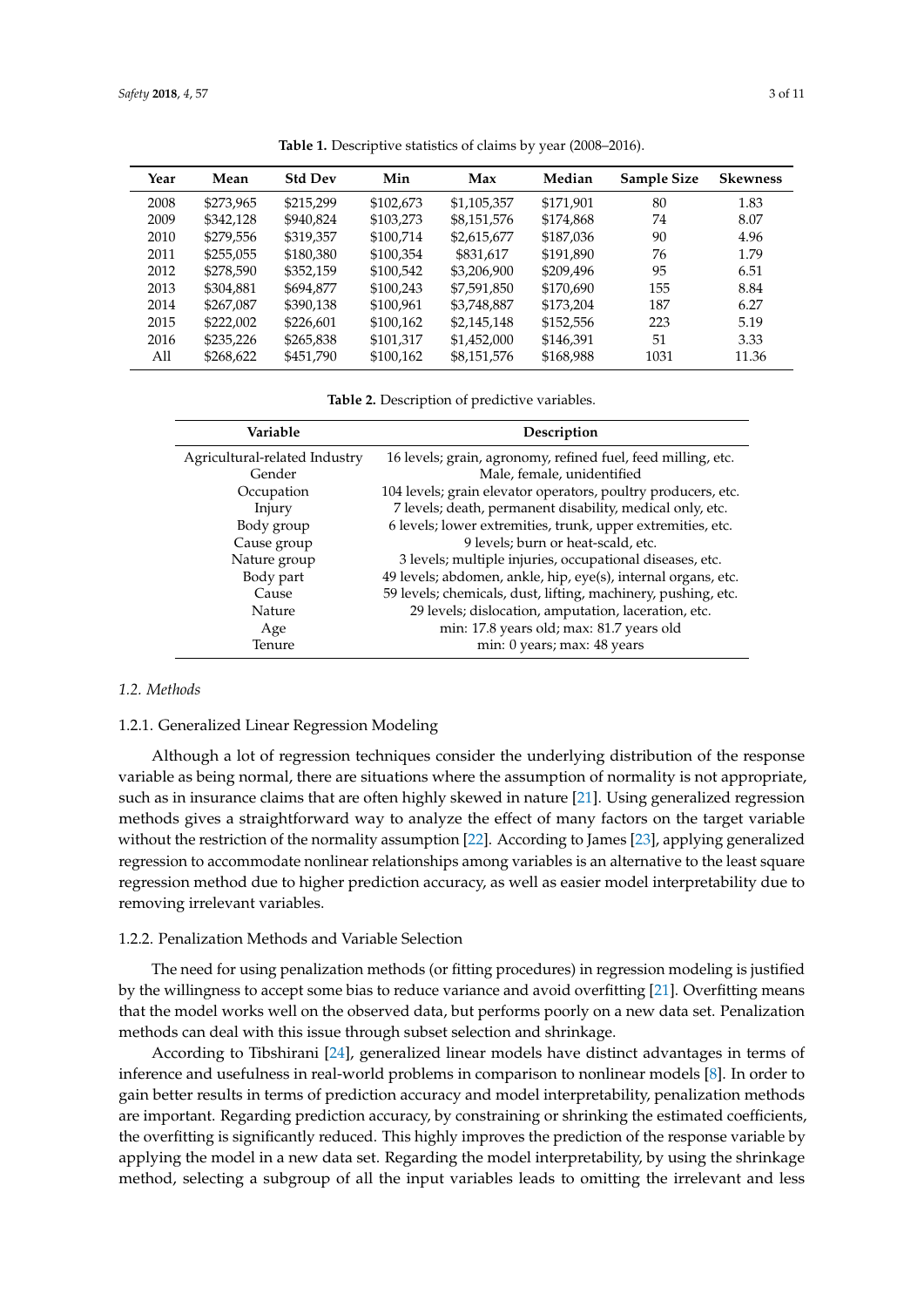**Table 1.** Descriptive statistics of claims by year (2008–2016).

| Year | Mean | Std Dev | Min | Max | Median | Sample Size | Skewness |
|---|---|---|---|---|---|---|---|
| 2008 | $273,965 | $215,299 | $102,673 | $1,105,357 | $171,901 | 80 | 1.83 |
| 2009 | $342,128 | $940,824 | $103,273 | $8,151,576 | $174,868 | 74 | 8.07 |
| 2010 | $279,556 | $319,357 | $100,714 | $2,615,677 | $187,036 | 90 | 4.96 |
| 2011 | $255,055 | $180,380 | $100,354 | $831,617 | $191,890 | 76 | 1.79 |
| 2012 | $278,590 | $352,159 | $100,542 | $3,206,900 | $209,496 | 95 | 6.51 |
| 2013 | $304,881 | $694,877 | $100,243 | $7,591,850 | $170,690 | 155 | 8.84 |
| 2014 | $267,087 | $390,138 | $100,961 | $3,748,887 | $173,204 | 187 | 6.27 |
| 2015 | $222,002 | $226,601 | $100,162 | $2,145,148 | $152,556 | 223 | 5.19 |
| 2016 | $235,226 | $265,838 | $101,317 | $1,452,000 | $146,391 | 51 | 3.33 |
| All | $268,622 | $451,790 | $100,162 | $8,151,576 | $168,988 | 1031 | 11.36 |

**Table 2.** Description of predictive variables.

| Variable | Description |
|---|---|
| Agricultural-related Industry | 16 levels; grain, agronomy, refined fuel, feed milling, etc. |
| Gender | Male, female, unidentified |
| Occupation | 104 levels; grain elevator operators, poultry producers, etc. |
| Injury | 7 levels; death, permanent disability, medical only, etc. |
| Body group | 6 levels; lower extremities, trunk, upper extremities, etc. |
| Cause group | 9 levels; burn or heat-scald, etc. |
| Nature group | 3 levels; multiple injuries, occupational diseases, etc. |
| Body part | 49 levels; abdomen, ankle, hip, eye(s), internal organs, etc. |
| Cause | 59 levels; chemicals, dust, lifting, machinery, pushing, etc. |
| Nature | 29 levels; dislocation, amputation, laceration, etc. |
| Age | min: 17.8 years old; max: 81.7 years old |
| Tenure | min: 0 years; max: 48 years |

### *1.2. Methods*

#### 1.2.1. Generalized Linear Regression Modeling

Although a lot of regression techniques consider the underlying distribution of the response variable as being normal, there are situations where the assumption of normality is not appropriate, such as in insurance claims that are often highly skewed in nature [21]. Using generalized regression methods gives a straightforward way to analyze the effect of many factors on the target variable without the restriction of the normality assumption [22]. According to James [23], applying generalized regression to accommodate nonlinear relationships among variables is an alternative to the least square regression method due to higher prediction accuracy, as well as easier model interpretability due to removing irrelevant variables.

#### 1.2.2. Penalization Methods and Variable Selection

The need for using penalization methods (or fitting procedures) in regression modeling is justified by the willingness to accept some bias to reduce variance and avoid overfitting [21]. Overfitting means that the model works well on the observed data, but performs poorly on a new data set. Penalization methods can deal with this issue through subset selection and shrinkage.

According to Tibshirani [24], generalized linear models have distinct advantages in terms of inference and usefulness in real-world problems in comparison to nonlinear models [8]. In order to gain better results in terms of prediction accuracy and model interpretability, penalization methods are important. Regarding prediction accuracy, by constraining or shrinking the estimated coefficients, the overfitting is significantly reduced. This highly improves the prediction of the response variable by applying the model in a new data set. Regarding the model interpretability, by using the shrinkage method, selecting a subgroup of all the input variables leads to omitting the irrelevant and less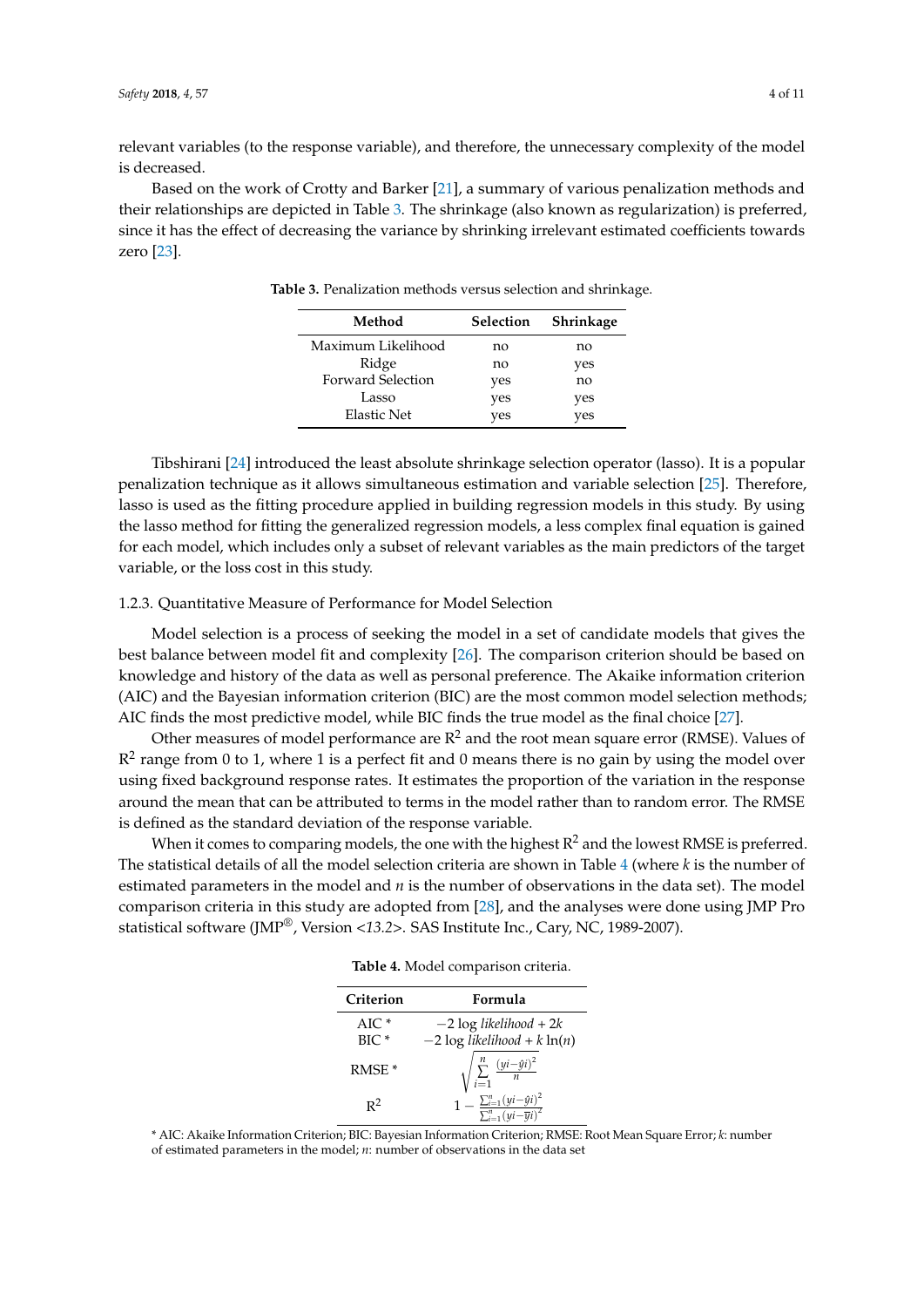relevant variables (to the response variable), and therefore, the unnecessary complexity of the model is decreased.

Based on the work of Crotty and Barker [21], a summary of various penalization methods and their relationships are depicted in Table 3. The shrinkage (also known as regularization) is preferred, since it has the effect of decreasing the variance by shrinking irrelevant estimated coefficients towards zero [23].

**Table 3.** Penalization methods versus selection and shrinkage.

| Method | Selection | Shrinkage |
|---|---|---|
| Maximum Likelihood | no | no |
| Ridge | no | yes |
| Forward Selection | yes | no |
| Lasso | yes | yes |
| Elastic Net | yes | yes |

Tibshirani [24] introduced the least absolute shrinkage selection operator (lasso). It is a popular penalization technique as it allows simultaneous estimation and variable selection [25]. Therefore, lasso is used as the fitting procedure applied in building regression models in this study. By using the lasso method for fitting the generalized regression models, a less complex final equation is gained for each model, which includes only a subset of relevant variables as the main predictors of the target variable, or the loss cost in this study.

### 1.2.3. Quantitative Measure of Performance for Model Selection

Model selection is a process of seeking the model in a set of candidate models that gives the best balance between model fit and complexity [26]. The comparison criterion should be based on knowledge and history of the data as well as personal preference. The Akaike information criterion (AIC) and the Bayesian information criterion (BIC) are the most common model selection methods; AIC finds the most predictive model, while BIC finds the true model as the final choice [27].

Other measures of model performance are $R^2$ and the root mean square error (RMSE). Values of $R^2$ range from 0 to 1, where 1 is a perfect fit and 0 means there is no gain by using the model over using fixed background response rates. It estimates the proportion of the variation in the response around the mean that can be attributed to terms in the model rather than to random error. The RMSE is defined as the standard deviation of the response variable.

When it comes to comparing models, the one with the highest $R^2$ and the lowest RMSE is preferred. The statistical details of all the model selection criteria are shown in Table 4 (where *k* is the number of estimated parameters in the model and *n* is the number of observations in the data set). The model comparison criteria in this study are adopted from [28], and the analyses were done using JMP Pro statistical software (JMP®, Version <*13.2*>. SAS Institute Inc., Cary, NC, 1989-2007).

**Table 4.** Model comparison criteria.

| Criterion | Formula |
|---|---|
| AIC * | $-2 \log likelihood + 2k$ |
| BIC * | $-2 \log likelihood + k \ln(n)$ |
| RMSE * | $\sqrt{\sum_{i=1}^{n} \frac{(yi-\hat{y}i)^2}{n}}$ |
| $R^2$ | $1 - \frac{\sum_{i=1}^{n}(yi-\hat{y}i)^2}{\sum_{i=1}^{n}(yi-\overline{y}i)^2}$ |

* AIC: Akaike Information Criterion; BIC: Bayesian Information Criterion; RMSE: Root Mean Square Error; *k*: number of estimated parameters in the model; *n*: number of observations in the data set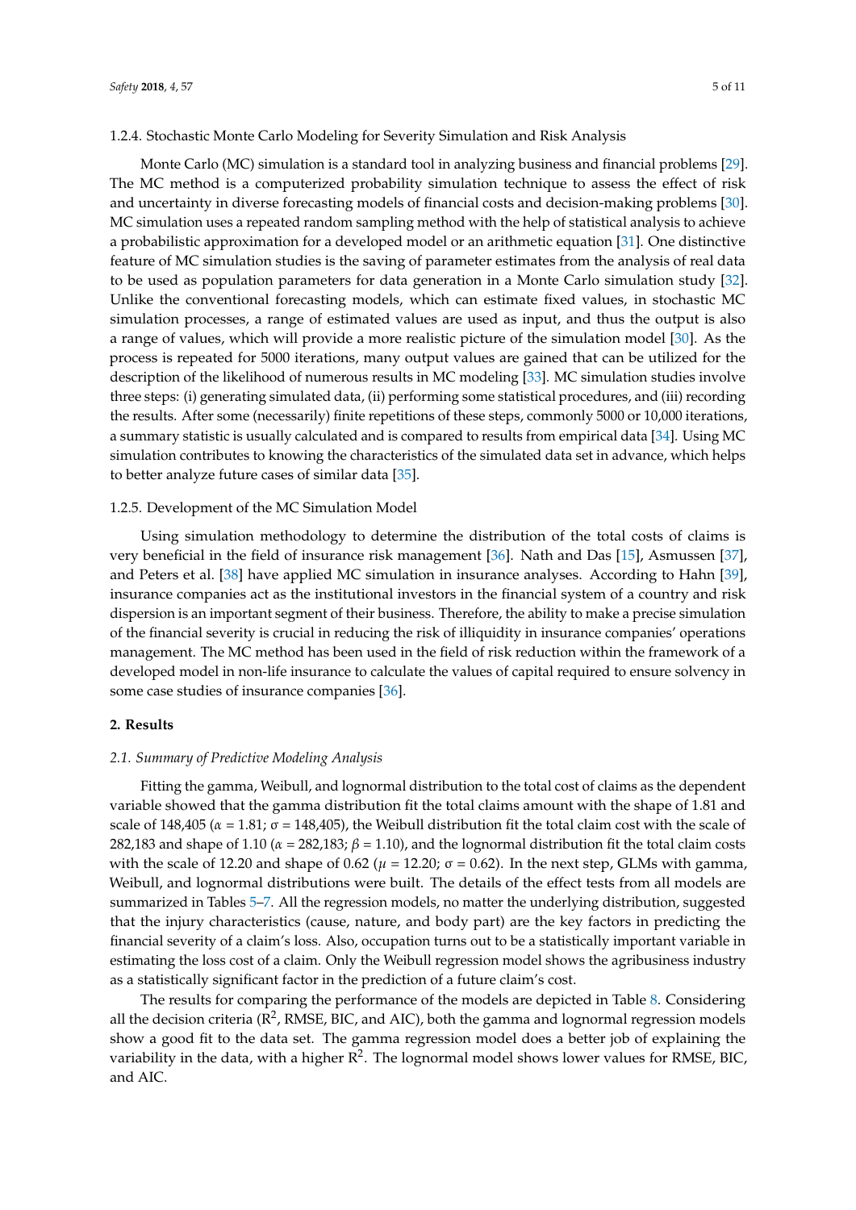1.2.4. Stochastic Monte Carlo Modeling for Severity Simulation and Risk Analysis

Monte Carlo (MC) simulation is a standard tool in analyzing business and financial problems [29]. The MC method is a computerized probability simulation technique to assess the effect of risk and uncertainty in diverse forecasting models of financial costs and decision-making problems [30]. MC simulation uses a repeated random sampling method with the help of statistical analysis to achieve a probabilistic approximation for a developed model or an arithmetic equation [31]. One distinctive feature of MC simulation studies is the saving of parameter estimates from the analysis of real data to be used as population parameters for data generation in a Monte Carlo simulation study [32]. Unlike the conventional forecasting models, which can estimate fixed values, in stochastic MC simulation processes, a range of estimated values are used as input, and thus the output is also a range of values, which will provide a more realistic picture of the simulation model [30]. As the process is repeated for 5000 iterations, many output values are gained that can be utilized for the description of the likelihood of numerous results in MC modeling [33]. MC simulation studies involve three steps: (i) generating simulated data, (ii) performing some statistical procedures, and (iii) recording the results. After some (necessarily) finite repetitions of these steps, commonly 5000 or 10,000 iterations, a summary statistic is usually calculated and is compared to results from empirical data [34]. Using MC simulation contributes to knowing the characteristics of the simulated data set in advance, which helps to better analyze future cases of similar data [35].

1.2.5. Development of the MC Simulation Model

Using simulation methodology to determine the distribution of the total costs of claims is very beneficial in the field of insurance risk management [36]. Nath and Das [15], Asmussen [37], and Peters et al. [38] have applied MC simulation in insurance analyses. According to Hahn [39], insurance companies act as the institutional investors in the financial system of a country and risk dispersion is an important segment of their business. Therefore, the ability to make a precise simulation of the financial severity is crucial in reducing the risk of illiquidity in insurance companies' operations management. The MC method has been used in the field of risk reduction within the framework of a developed model in non-life insurance to calculate the values of capital required to ensure solvency in some case studies of insurance companies [36].

## 2. Results

### *2.1. Summary of Predictive Modeling Analysis*

Fitting the gamma, Weibull, and lognormal distribution to the total cost of claims as the dependent variable showed that the gamma distribution fit the total claims amount with the shape of 1.81 and scale of 148,405 ($\alpha$ = 1.81; $\sigma$ = 148,405), the Weibull distribution fit the total claim cost with the scale of 282,183 and shape of 1.10 ($\alpha$ = 282,183; $\beta$ = 1.10), and the lognormal distribution fit the total claim costs with the scale of 12.20 and shape of 0.62 ($\mu$ = 12.20; $\sigma$ = 0.62). In the next step, GLMs with gamma, Weibull, and lognormal distributions were built. The details of the effect tests from all models are summarized in Tables 5–7. All the regression models, no matter the underlying distribution, suggested that the injury characteristics (cause, nature, and body part) are the key factors in predicting the financial severity of a claim's loss. Also, occupation turns out to be a statistically important variable in estimating the loss cost of a claim. Only the Weibull regression model shows the agribusiness industry as a statistically significant factor in the prediction of a future claim's cost.

The results for comparing the performance of the models are depicted in Table 8. Considering all the decision criteria ($R^2$, RMSE, BIC, and AIC), both the gamma and lognormal regression models show a good fit to the data set. The gamma regression model does a better job of explaining the variability in the data, with a higher $R^2$. The lognormal model shows lower values for RMSE, BIC, and AIC.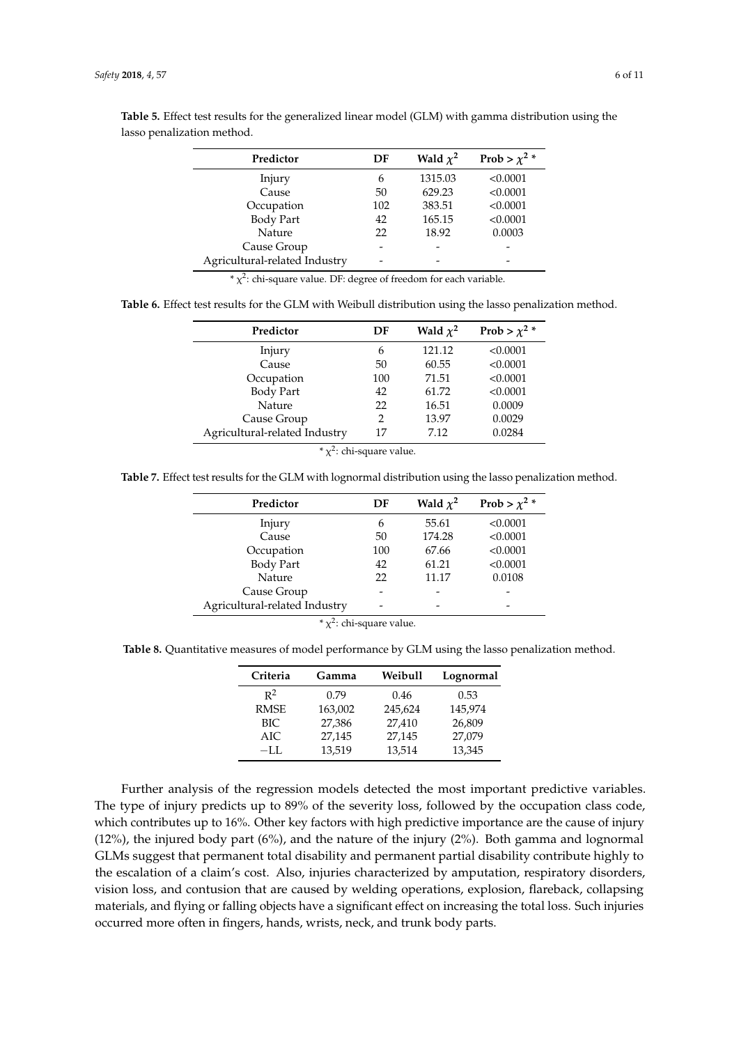**Table 5.** Effect test results for the generalized linear model (GLM) with gamma distribution using the lasso penalization method.

| Predictor | DF | Wald $\chi^2$ | Prob > $\chi^2$ * |
|---|---|---|---|
| Injury | 6 | 1315.03 | <0.0001 |
| Cause | 50 | 629.23 | <0.0001 |
| Occupation | 102 | 383.51 | <0.0001 |
| Body Part | 42 | 165.15 | <0.0001 |
| Nature | 22 | 18.92 | 0.0003 |
| Cause Group | - | - | - |
| Agricultural-related Industry | - | - | - |

* $\chi^2$: chi-square value. DF: degree of freedom for each variable.

**Table 6.** Effect test results for the GLM with Weibull distribution using the lasso penalization method.

| Predictor | DF | Wald $\chi^2$ | Prob > $\chi^2$ * |
|---|---|---|---|
| Injury | 6 | 121.12 | <0.0001 |
| Cause | 50 | 60.55 | <0.0001 |
| Occupation | 100 | 71.51 | <0.0001 |
| Body Part | 42 | 61.72 | <0.0001 |
| Nature | 22 | 16.51 | 0.0009 |
| Cause Group | 2 | 13.97 | 0.0029 |
| Agricultural-related Industry | 17 | 7.12 | 0.0284 |

* $\chi^2$: chi-square value.

**Table 7.** Effect test results for the GLM with lognormal distribution using the lasso penalization method.

| Predictor | DF | Wald $\chi^2$ | Prob > $\chi^2$ * |
|---|---|---|---|
| Injury | 6 | 55.61 | <0.0001 |
| Cause | 50 | 174.28 | <0.0001 |
| Occupation | 100 | 67.66 | <0.0001 |
| Body Part | 42 | 61.21 | <0.0001 |
| Nature | 22 | 11.17 | 0.0108 |
| Cause Group | - | - | - |
| Agricultural-related Industry | - | - | - |

* $\chi^2$: chi-square value.

**Table 8.** Quantitative measures of model performance by GLM using the lasso penalization method.

| Criteria | Gamma | Weibull | Lognormal |
|---|---|---|---|
| $R^2$ | 0.79 | 0.46 | 0.53 |
| RMSE | 163,002 | 245,624 | 145,974 |
| BIC | 27,386 | 27,410 | 26,809 |
| AIC | 27,145 | 27,145 | 27,079 |
| $-$LL | 13,519 | 13,514 | 13,345 |

Further analysis of the regression models detected the most important predictive variables. The type of injury predicts up to 89% of the severity loss, followed by the occupation class code, which contributes up to 16%. Other key factors with high predictive importance are the cause of injury (12%), the injured body part (6%), and the nature of the injury (2%). Both gamma and lognormal GLMs suggest that permanent total disability and permanent partial disability contribute highly to the escalation of a claim's cost. Also, injuries characterized by amputation, respiratory disorders, vision loss, and contusion that are caused by welding operations, explosion, flareback, collapsing materials, and flying or falling objects have a significant effect on increasing the total loss. Such injuries occurred more often in fingers, hands, wrists, neck, and trunk body parts.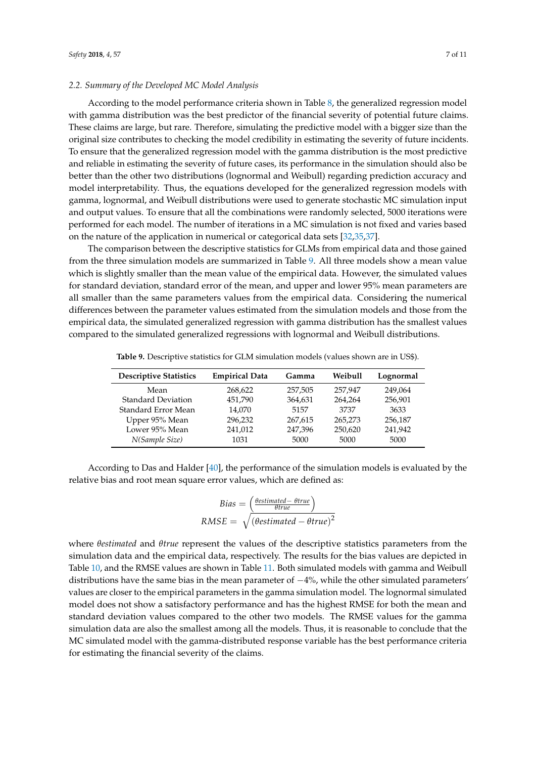### 2.2. Summary of the Developed MC Model Analysis

According to the model performance criteria shown in Table 8, the generalized regression model with gamma distribution was the best predictor of the financial severity of potential future claims. These claims are large, but rare. Therefore, simulating the predictive model with a bigger size than the original size contributes to checking the model credibility in estimating the severity of future incidents. To ensure that the generalized regression model with the gamma distribution is the most predictive and reliable in estimating the severity of future cases, its performance in the simulation should also be better than the other two distributions (lognormal and Weibull) regarding prediction accuracy and model interpretability. Thus, the equations developed for the generalized regression models with gamma, lognormal, and Weibull distributions were used to generate stochastic MC simulation input and output values. To ensure that all the combinations were randomly selected, 5000 iterations were performed for each model. The number of iterations in a MC simulation is not fixed and varies based on the nature of the application in numerical or categorical data sets [32,35,37].

The comparison between the descriptive statistics for GLMs from empirical data and those gained from the three simulation models are summarized in Table 9. All three models show a mean value which is slightly smaller than the mean value of the empirical data. However, the simulated values for standard deviation, standard error of the mean, and upper and lower 95% mean parameters are all smaller than the same parameters values from the empirical data. Considering the numerical differences between the parameter values estimated from the simulation models and those from the empirical data, the simulated generalized regression with gamma distribution has the smallest values compared to the simulated generalized regressions with lognormal and Weibull distributions.

**Table 9.** Descriptive statistics for GLM simulation models (values shown are in US$).

| Descriptive Statistics | Empirical Data | Gamma | Weibull | Lognormal |
|---|---|---|---|---|
| Mean | 268,622 | 257,505 | 257,947 | 249,064 |
| Standard Deviation | 451,790 | 364,631 | 264,264 | 256,901 |
| Standard Error Mean | 14,070 | 5157 | 3737 | 3633 |
| Upper 95% Mean | 296,232 | 267,615 | 265,273 | 256,187 |
| Lower 95% Mean | 241,012 | 247,396 | 250,620 | 241,942 |
| *N(Sample Size)* | 1031 | 5000 | 5000 | 5000 |

According to Das and Halder [40], the performance of the simulation models is evaluated by the relative bias and root mean square error values, which are defined as:

$$Bias = \left(\frac{\theta estimated - \theta true}{\theta true}\right)$$

$$RMSE = \sqrt{(\theta estimated - \theta true)^2}$$

where $\theta estimated$ and $\theta true$ represent the values of the descriptive statistics parameters from the simulation data and the empirical data, respectively. The results for the bias values are depicted in Table 10, and the RMSE values are shown in Table 11. Both simulated models with gamma and Weibull distributions have the same bias in the mean parameter of −4%, while the other simulated parameters' values are closer to the empirical parameters in the gamma simulation model. The lognormal simulated model does not show a satisfactory performance and has the highest RMSE for both the mean and standard deviation values compared to the other two models. The RMSE values for the gamma simulation data are also the smallest among all the models. Thus, it is reasonable to conclude that the MC simulated model with the gamma-distributed response variable has the best performance criteria for estimating the financial severity of the claims.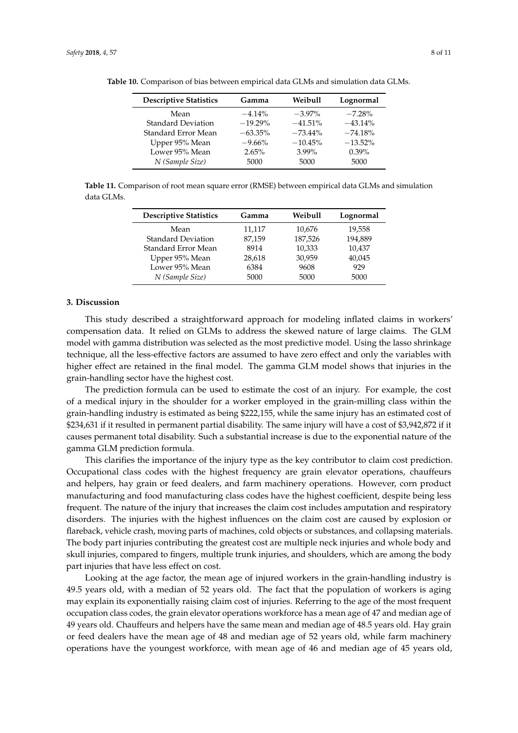**Table 10.** Comparison of bias between empirical data GLMs and simulation data GLMs.

| Descriptive Statistics | Gamma | Weibull | Lognormal |
| --- | --- | --- | --- |
| Mean | −4.14% | −3.97% | −7.28% |
| Standard Deviation | −19.29% | −41.51% | −43.14% |
| Standard Error Mean | −63.35% | −73.44% | −74.18% |
| Upper 95% Mean | −9.66% | −10.45% | −13.52% |
| Lower 95% Mean | 2.65% | 3.99% | 0.39% |
| *N (Sample Size)* | 5000 | 5000 | 5000 |

**Table 11.** Comparison of root mean square error (RMSE) between empirical data GLMs and simulation data GLMs.

| Descriptive Statistics | Gamma | Weibull | Lognormal |
| --- | --- | --- | --- |
| Mean | 11,117 | 10,676 | 19,558 |
| Standard Deviation | 87,159 | 187,526 | 194,889 |
| Standard Error Mean | 8914 | 10,333 | 10,437 |
| Upper 95% Mean | 28,618 | 30,959 | 40,045 |
| Lower 95% Mean | 6384 | 9608 | 929 |
| *N (Sample Size)* | 5000 | 5000 | 5000 |

## 3. Discussion

This study described a straightforward approach for modeling inflated claims in workers' compensation data. It relied on GLMs to address the skewed nature of large claims. The GLM model with gamma distribution was selected as the most predictive model. Using the lasso shrinkage technique, all the less-effective factors are assumed to have zero effect and only the variables with higher effect are retained in the final model. The gamma GLM model shows that injuries in the grain-handling sector have the highest cost.

The prediction formula can be used to estimate the cost of an injury. For example, the cost of a medical injury in the shoulder for a worker employed in the grain-milling class within the grain-handling industry is estimated as being $222,155, while the same injury has an estimated cost of $234,631 if it resulted in permanent partial disability. The same injury will have a cost of $3,942,872 if it causes permanent total disability. Such a substantial increase is due to the exponential nature of the gamma GLM prediction formula.

This clarifies the importance of the injury type as the key contributor to claim cost prediction. Occupational class codes with the highest frequency are grain elevator operations, chauffeurs and helpers, hay grain or feed dealers, and farm machinery operations. However, corn product manufacturing and food manufacturing class codes have the highest coefficient, despite being less frequent. The nature of the injury that increases the claim cost includes amputation and respiratory disorders. The injuries with the highest influences on the claim cost are caused by explosion or flareback, vehicle crash, moving parts of machines, cold objects or substances, and collapsing materials. The body part injuries contributing the greatest cost are multiple neck injuries and whole body and skull injuries, compared to fingers, multiple trunk injuries, and shoulders, which are among the body part injuries that have less effect on cost.

Looking at the age factor, the mean age of injured workers in the grain-handling industry is 49.5 years old, with a median of 52 years old. The fact that the population of workers is aging may explain its exponentially raising claim cost of injuries. Referring to the age of the most frequent occupation class codes, the grain elevator operations workforce has a mean age of 47 and median age of 49 years old. Chauffeurs and helpers have the same mean and median age of 48.5 years old. Hay grain or feed dealers have the mean age of 48 and median age of 52 years old, while farm machinery operations have the youngest workforce, with mean age of 46 and median age of 45 years old,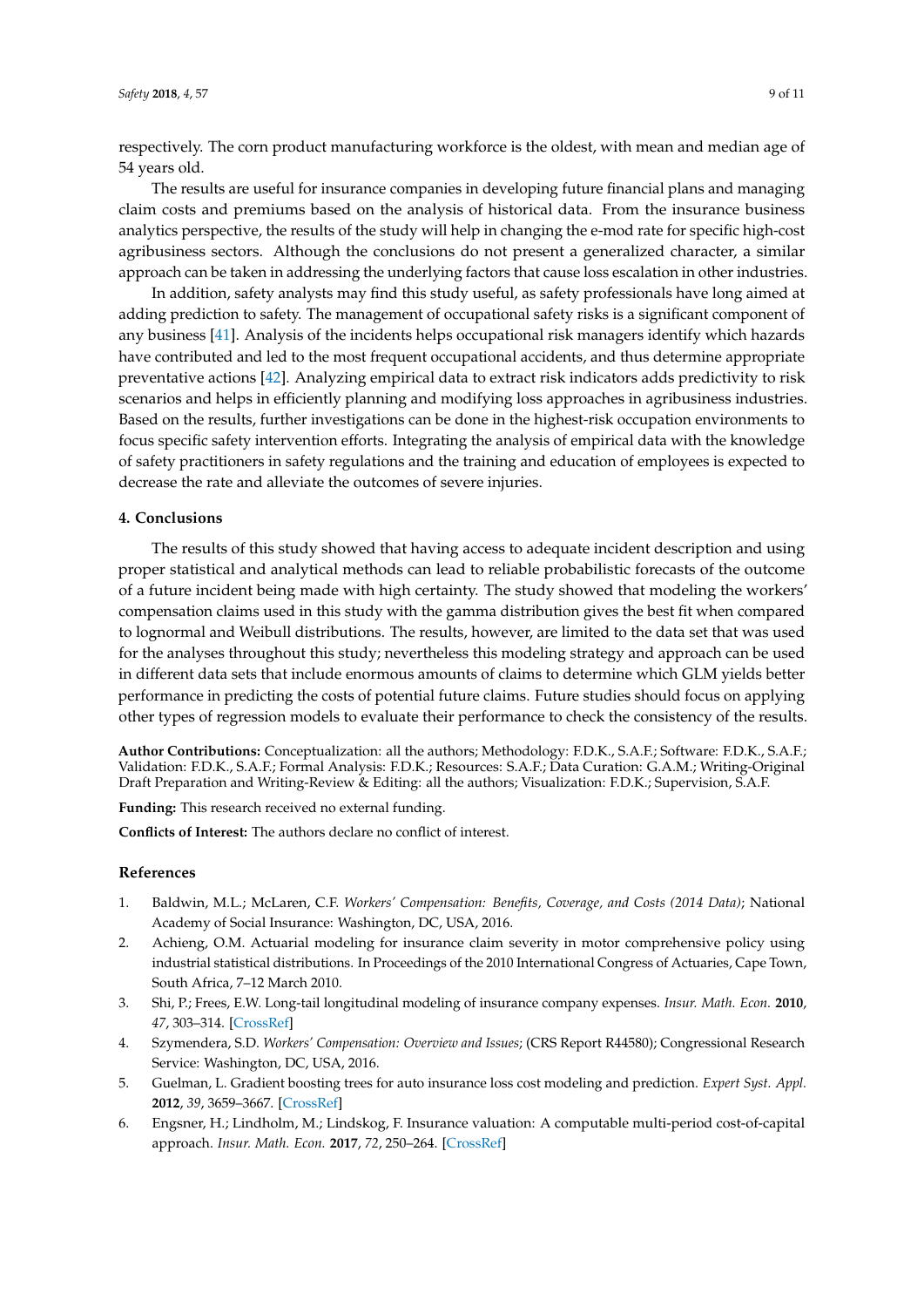respectively. The corn product manufacturing workforce is the oldest, with mean and median age of 54 years old.

The results are useful for insurance companies in developing future financial plans and managing claim costs and premiums based on the analysis of historical data. From the insurance business analytics perspective, the results of the study will help in changing the e-mod rate for specific high-cost agribusiness sectors. Although the conclusions do not present a generalized character, a similar approach can be taken in addressing the underlying factors that cause loss escalation in other industries.

In addition, safety analysts may find this study useful, as safety professionals have long aimed at adding prediction to safety. The management of occupational safety risks is a significant component of any business [41]. Analysis of the incidents helps occupational risk managers identify which hazards have contributed and led to the most frequent occupational accidents, and thus determine appropriate preventative actions [42]. Analyzing empirical data to extract risk indicators adds predictivity to risk scenarios and helps in efficiently planning and modifying loss approaches in agribusiness industries. Based on the results, further investigations can be done in the highest-risk occupation environments to focus specific safety intervention efforts. Integrating the analysis of empirical data with the knowledge of safety practitioners in safety regulations and the training and education of employees is expected to decrease the rate and alleviate the outcomes of severe injuries.

## 4. Conclusions

The results of this study showed that having access to adequate incident description and using proper statistical and analytical methods can lead to reliable probabilistic forecasts of the outcome of a future incident being made with high certainty. The study showed that modeling the workers' compensation claims used in this study with the gamma distribution gives the best fit when compared to lognormal and Weibull distributions. The results, however, are limited to the data set that was used for the analyses throughout this study; nevertheless this modeling strategy and approach can be used in different data sets that include enormous amounts of claims to determine which GLM yields better performance in predicting the costs of potential future claims. Future studies should focus on applying other types of regression models to evaluate their performance to check the consistency of the results.

**Author Contributions:** Conceptualization: all the authors; Methodology: F.D.K., S.A.F.; Software: F.D.K., S.A.F.; Validation: F.D.K., S.A.F.; Formal Analysis: F.D.K.; Resources: S.A.F.; Data Curation: G.A.M.; Writing-Original Draft Preparation and Writing-Review & Editing: all the authors; Visualization: F.D.K.; Supervision, S.A.F.

**Funding:** This research received no external funding.

**Conflicts of Interest:** The authors declare no conflict of interest.

## References

1. Baldwin, M.L.; McLaren, C.F. *Workers' Compensation: Benefits, Coverage, and Costs (2014 Data)*; National Academy of Social Insurance: Washington, DC, USA, 2016.
2. Achieng, O.M. Actuarial modeling for insurance claim severity in motor comprehensive policy using industrial statistical distributions. In Proceedings of the 2010 International Congress of Actuaries, Cape Town, South Africa, 7–12 March 2010.
3. Shi, P.; Frees, E.W. Long-tail longitudinal modeling of insurance company expenses. *Insur. Math. Econ.* **2010**, *47*, 303–314. [CrossRef]
4. Szymendera, S.D. *Workers' Compensation: Overview and Issues*; (CRS Report R44580); Congressional Research Service: Washington, DC, USA, 2016.
5. Guelman, L. Gradient boosting trees for auto insurance loss cost modeling and prediction. *Expert Syst. Appl.* **2012**, *39*, 3659–3667. [CrossRef]
6. Engsner, H.; Lindholm, M.; Lindskog, F. Insurance valuation: A computable multi-period cost-of-capital approach. *Insur. Math. Econ.* **2017**, *72*, 250–264. [CrossRef]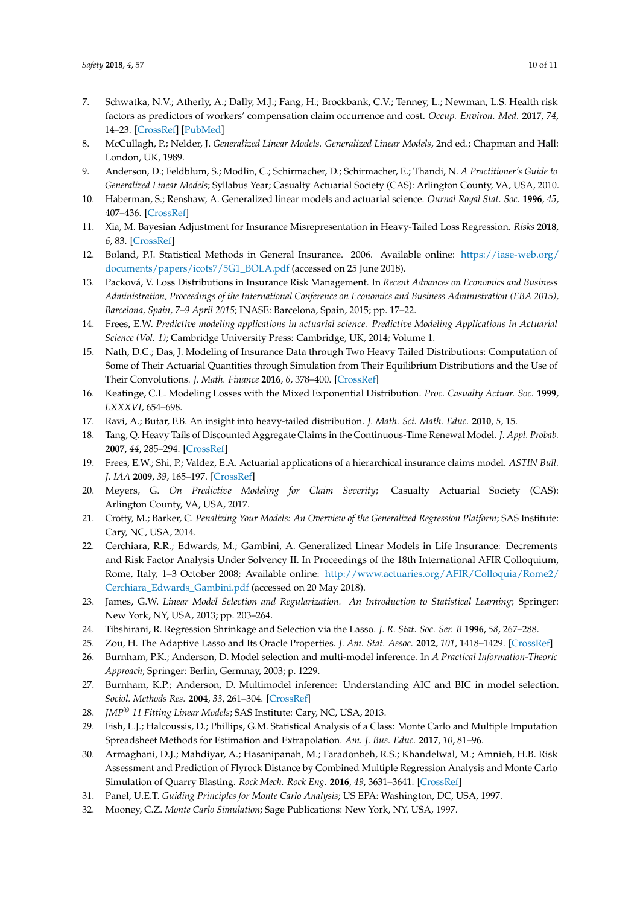7. Schwatka, N.V.; Atherly, A.; Dally, M.J.; Fang, H.; Brockbank, C.V.; Tenney, L.; Newman, L.S. Health risk factors as predictors of workers' compensation claim occurrence and cost. *Occup. Environ. Med.* **2017**, *74*, 14–23. [CrossRef] [PubMed]
8. McCullagh, P.; Nelder, J. *Generalized Linear Models. Generalized Linear Models*, 2nd ed.; Chapman and Hall: London, UK, 1989.
9. Anderson, D.; Feldblum, S.; Modlin, C.; Schirmacher, D.; Schirmacher, E.; Thandi, N. *A Practitioner's Guide to Generalized Linear Models*; Syllabus Year; Casualty Actuarial Society (CAS): Arlington County, VA, USA, 2010.
10. Haberman, S.; Renshaw, A. Generalized linear models and actuarial science. *Ournal Royal Stat. Soc.* **1996**, *45*, 407–436. [CrossRef]
11. Xia, M. Bayesian Adjustment for Insurance Misrepresentation in Heavy-Tailed Loss Regression. *Risks* **2018**, *6*, 83. [CrossRef]
12. Boland, P.J. Statistical Methods in General Insurance. 2006. Available online: https://iase-web.org/documents/papers/icots7/5G1_BOLA.pdf (accessed on 25 June 2018).
13. Packová, V. Loss Distributions in Insurance Risk Management. In *Recent Advances on Economics and Business Administration, Proceedings of the International Conference on Economics and Business Administration (EBA 2015), Barcelona, Spain, 7–9 April 2015*; INASE: Barcelona, Spain, 2015; pp. 17–22.
14. Frees, E.W. *Predictive modeling applications in actuarial science. Predictive Modeling Applications in Actuarial Science (Vol. 1)*; Cambridge University Press: Cambridge, UK, 2014; Volume 1.
15. Nath, D.C.; Das, J. Modeling of Insurance Data through Two Heavy Tailed Distributions: Computation of Some of Their Actuarial Quantities through Simulation from Their Equilibrium Distributions and the Use of Their Convolutions. *J. Math. Finance* **2016**, *6*, 378–400. [CrossRef]
16. Keatinge, C.L. Modeling Losses with the Mixed Exponential Distribution. *Proc. Casualty Actuar. Soc.* **1999**, *LXXXVI*, 654–698.
17. Ravi, A.; Butar, F.B. An insight into heavy-tailed distribution. *J. Math. Sci. Math. Educ.* **2010**, *5*, 15.
18. Tang, Q. Heavy Tails of Discounted Aggregate Claims in the Continuous-Time Renewal Model. *J. Appl. Probab.* **2007**, *44*, 285–294. [CrossRef]
19. Frees, E.W.; Shi, P.; Valdez, E.A. Actuarial applications of a hierarchical insurance claims model. *ASTIN Bull. J. IAA* **2009**, *39*, 165–197. [CrossRef]
20. Meyers, G. *On Predictive Modeling for Claim Severity*; Casualty Actuarial Society (CAS): Arlington County, VA, USA, 2017.
21. Crotty, M.; Barker, C. *Penalizing Your Models: An Overview of the Generalized Regression Platform*; SAS Institute: Cary, NC, USA, 2014.
22. Cerchiara, R.R.; Edwards, M.; Gambini, A. Generalized Linear Models in Life Insurance: Decrements and Risk Factor Analysis Under Solvency II. In Proceedings of the 18th International AFIR Colloquium, Rome, Italy, 1–3 October 2008; Available online: http://www.actuaries.org/AFIR/Colloquia/Rome2/Cerchiara_Edwards_Gambini.pdf (accessed on 20 May 2018).
23. James, G.W. *Linear Model Selection and Regularization. An Introduction to Statistical Learning*; Springer: New York, NY, USA, 2013; pp. 203–264.
24. Tibshirani, R. Regression Shrinkage and Selection via the Lasso. *J. R. Stat. Soc. Ser. B* **1996**, *58*, 267–288.
25. Zou, H. The Adaptive Lasso and Its Oracle Properties. *J. Am. Stat. Assoc.* **2012**, *101*, 1418–1429. [CrossRef]
26. Burnham, P.K.; Anderson, D. Model selection and multi-model inference. In *A Practical Information-Theoric Approach*; Springer: Berlin, Germnay, 2003; p. 1229.
27. Burnham, K.P.; Anderson, D. Multimodel inference: Understanding AIC and BIC in model selection. *Sociol. Methods Res.* **2004**, *33*, 261–304. [CrossRef]
28. *JMP® 11 Fitting Linear Models*; SAS Institute: Cary, NC, USA, 2013.
29. Fish, L.J.; Halcoussis, D.; Phillips, G.M. Statistical Analysis of a Class: Monte Carlo and Multiple Imputation Spreadsheet Methods for Estimation and Extrapolation. *Am. J. Bus. Educ.* **2017**, *10*, 81–96.
30. Armaghani, D.J.; Mahdiyar, A.; Hasanipanah, M.; Faradonbeh, R.S.; Khandelwal, M.; Amnieh, H.B. Risk Assessment and Prediction of Flyrock Distance by Combined Multiple Regression Analysis and Monte Carlo Simulation of Quarry Blasting. *Rock Mech. Rock Eng.* **2016**, *49*, 3631–3641. [CrossRef]
31. Panel, U.E.T. *Guiding Principles for Monte Carlo Analysis*; US EPA: Washington, DC, USA, 1997.
32. Mooney, C.Z. *Monte Carlo Simulation*; Sage Publications: New York, NY, USA, 1997.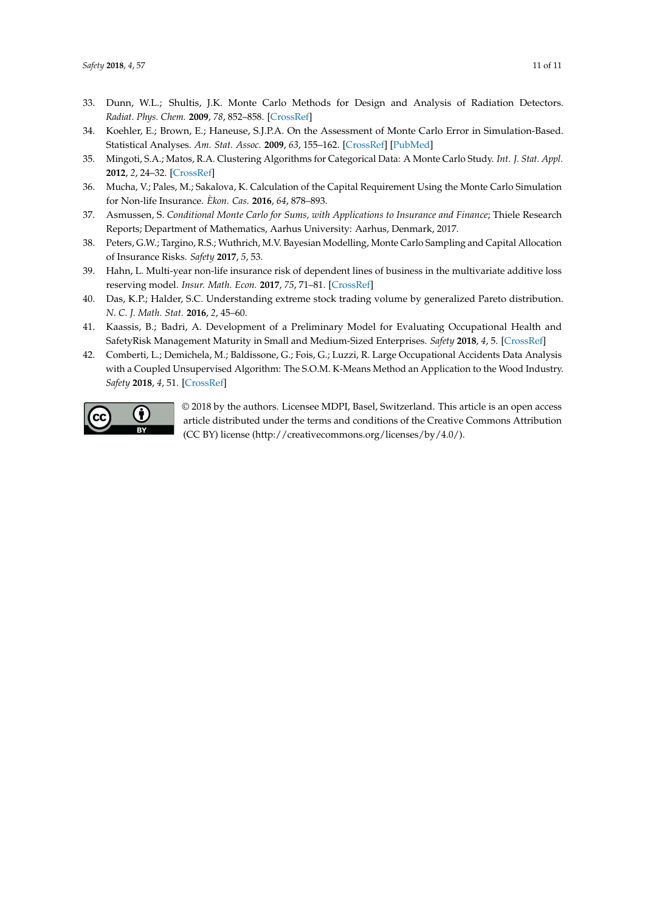33. Dunn, W.L.; Shultis, J.K. Monte Carlo Methods for Design and Analysis of Radiation Detectors. *Radiat. Phys. Chem.* **2009**, *78*, 852–858. [CrossRef]
34. Koehler, E.; Brown, E.; Haneuse, S.J.P.A. On the Assessment of Monte Carlo Error in Simulation-Based. Statistical Analyses. *Am. Stat. Assoc.* **2009**, *63*, 155–162. [CrossRef] [PubMed]
35. Mingoti, S.A.; Matos, R.A. Clustering Algorithms for Categorical Data: A Monte Carlo Study. *Int. J. Stat. Appl.* **2012**, *2*, 24–32. [CrossRef]
36. Mucha, V.; Pales, M.; Sakalova, K. Calculation of the Capital Requirement Using the Monte Carlo Simulation for Non-life Insurance. *Èkon. Cas.* **2016**, *64*, 878–893.
37. Asmussen, S. *Conditional Monte Carlo for Sums, with Applications to Insurance and Finance*; Thiele Research Reports; Department of Mathematics, Aarhus University: Aarhus, Denmark, 2017.
38. Peters, G.W.; Targino, R.S.; Wuthrich, M.V. Bayesian Modelling, Monte Carlo Sampling and Capital Allocation of Insurance Risks. *Safety* **2017**, *5*, 53.
39. Hahn, L. Multi-year non-life insurance risk of dependent lines of business in the multivariate additive loss reserving model. *Insur. Math. Econ.* **2017**, *75*, 71–81. [CrossRef]
40. Das, K.P.; Halder, S.C. Understanding extreme stock trading volume by generalized Pareto distribution. *N. C. J. Math. Stat.* **2016**, *2*, 45–60.
41. Kaassis, B.; Badri, A. Development of a Preliminary Model for Evaluating Occupational Health and SafetyRisk Management Maturity in Small and Medium-Sized Enterprises. *Safety* **2018**, *4*, 5. [CrossRef]
42. Comberti, L.; Demichela, M.; Baldissone, G.; Fois, G.; Luzzi, R. Large Occupational Accidents Data Analysis with a Coupled Unsupervised Algorithm: The S.O.M. K-Means Method an Application to the Wood Industry. *Safety* **2018**, *4*, 51. [CrossRef]

© 2018 by the authors. Licensee MDPI, Basel, Switzerland. This article is an open access article distributed under the terms and conditions of the Creative Commons Attribution (CC BY) license (http://creativecommons.org/licenses/by/4.0/).